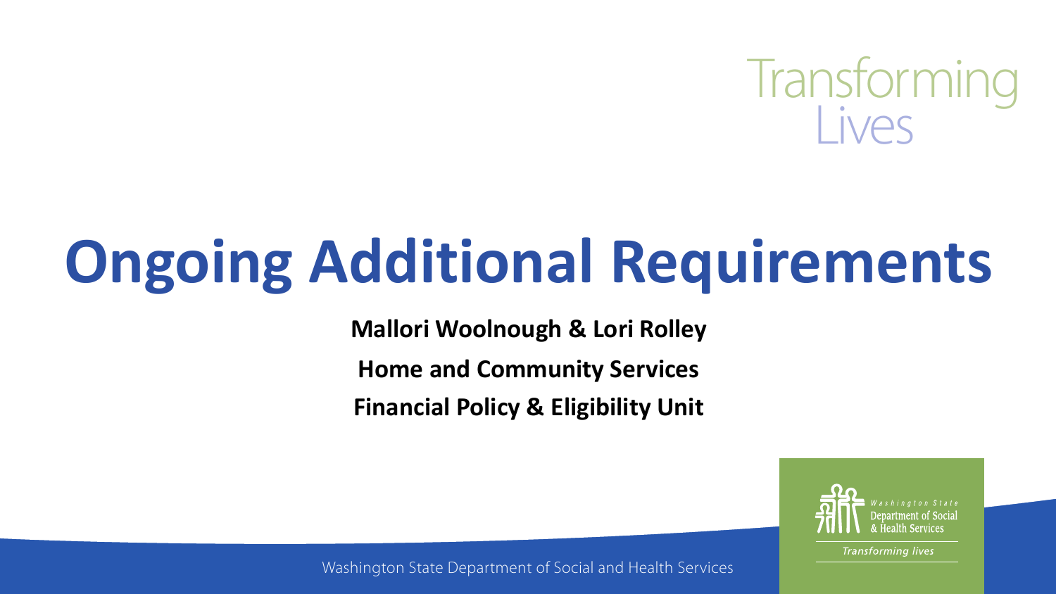Transforming Lives

# Ongoing Additional Requirements

**Mallori Woolnough & Lori Rolley**

**Home and Community Services**

**Financial Policy & Eligibility Unit**

Washington State Department of Social & Health Services

*Transforming lives*

Washington State Department of Social and Health Services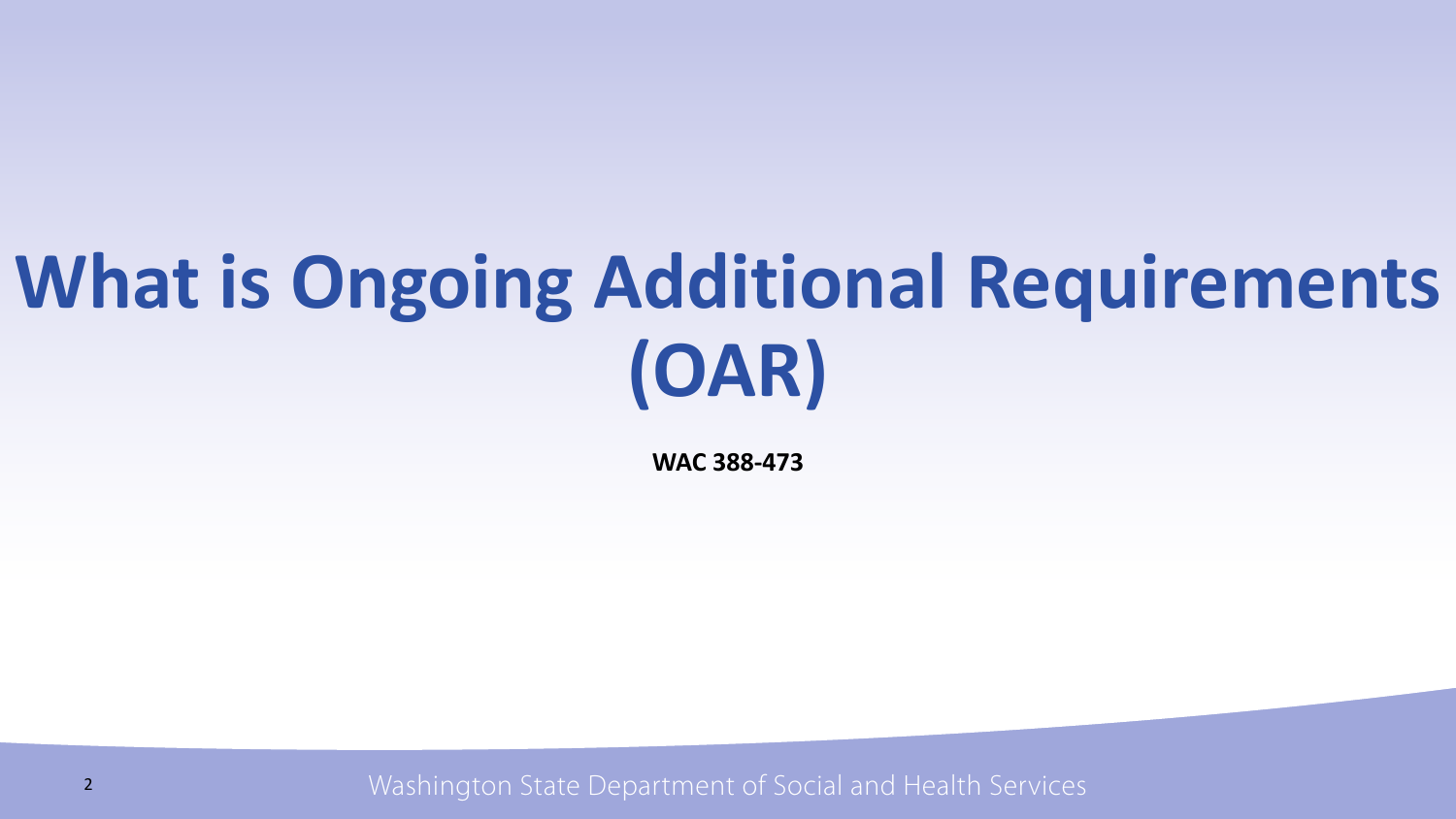# What is Ongoing Additional Requirements (OAR)

**WAC 388-473**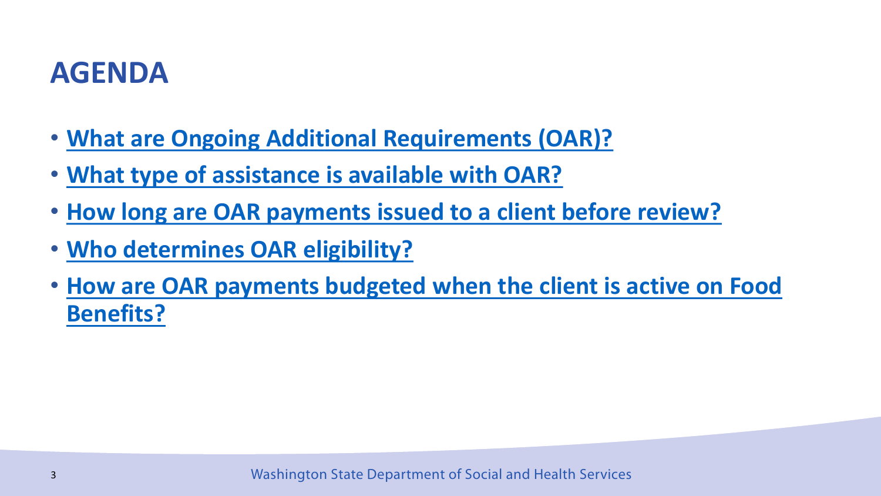# AGENDA

- **What are Ongoing Additional Requirements (OAR)?**
- **What type of assistance is available with OAR?**
- **How long are OAR payments issued to a client before review?**
- **Who determines OAR eligibility?**
- **How are OAR payments budgeted when the client is active on Food Benefits?**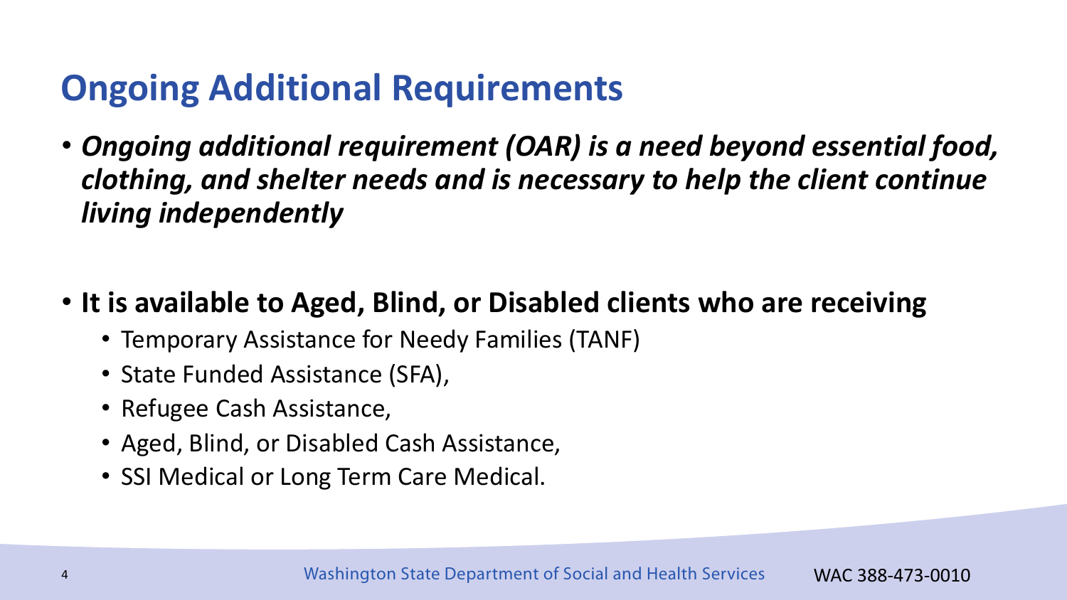# Ongoing Additional Requirements

- ***Ongoing additional requirement (OAR) is a need beyond essential food, clothing, and shelter needs and is necessary to help the client continue living independently***

- **It is available to Aged, Blind, or Disabled clients who are receiving**
  - Temporary Assistance for Needy Families (TANF)
  - State Funded Assistance (SFA),
  - Refugee Cash Assistance,
  - Aged, Blind, or Disabled Cash Assistance,
  - SSI Medical or Long Term Care Medical.

WAC 388-473-0010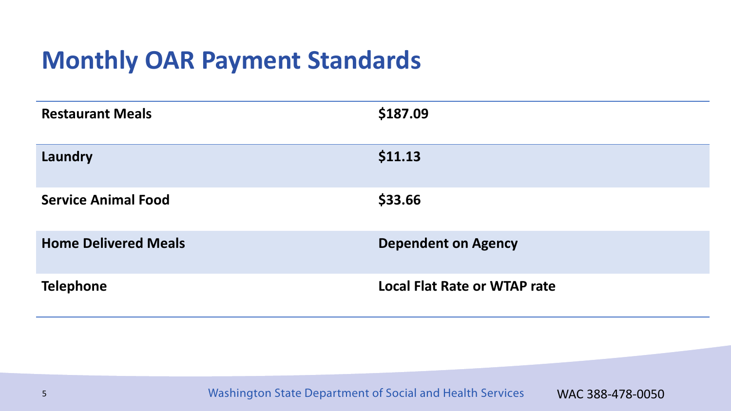# Monthly OAR Payment Standards

| | |
|---|---|
| **Restaurant Meals** | **$187.09** |
| **Laundry** | **$11.13** |
| **Service Animal Food** | **$33.66** |
| **Home Delivered Meals** | **Dependent on Agency** |
| **Telephone** | **Local Flat Rate or WTAP rate** |

WAC 388-478-0050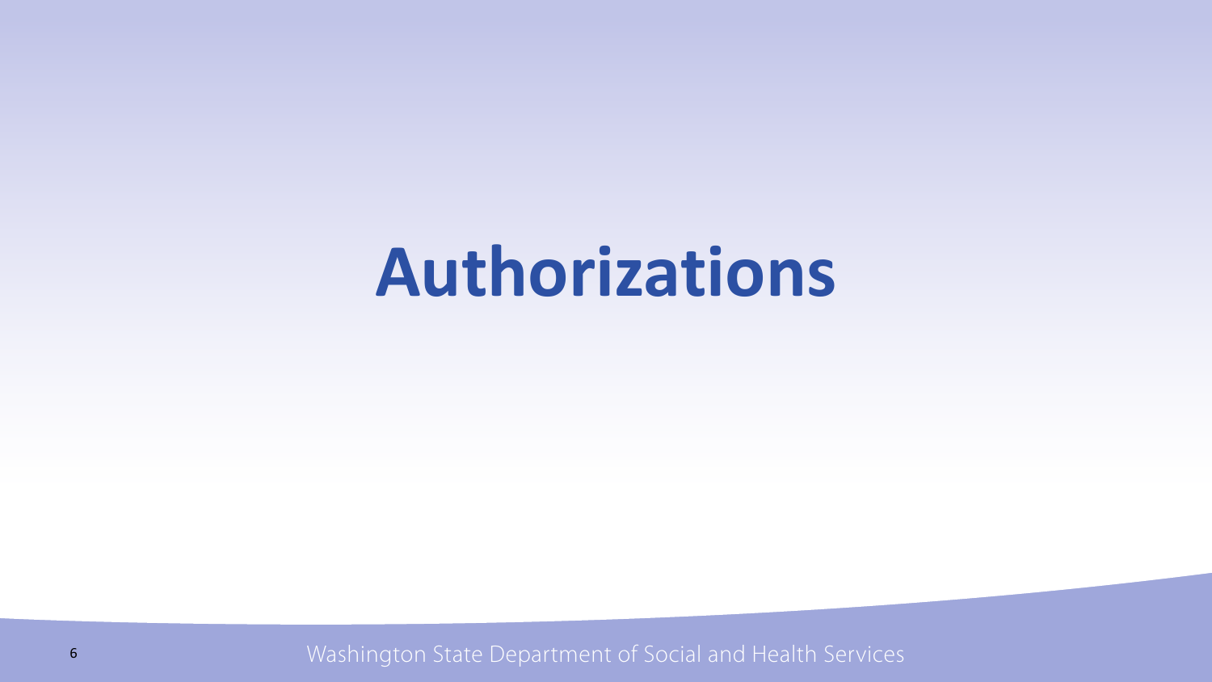# Authorizations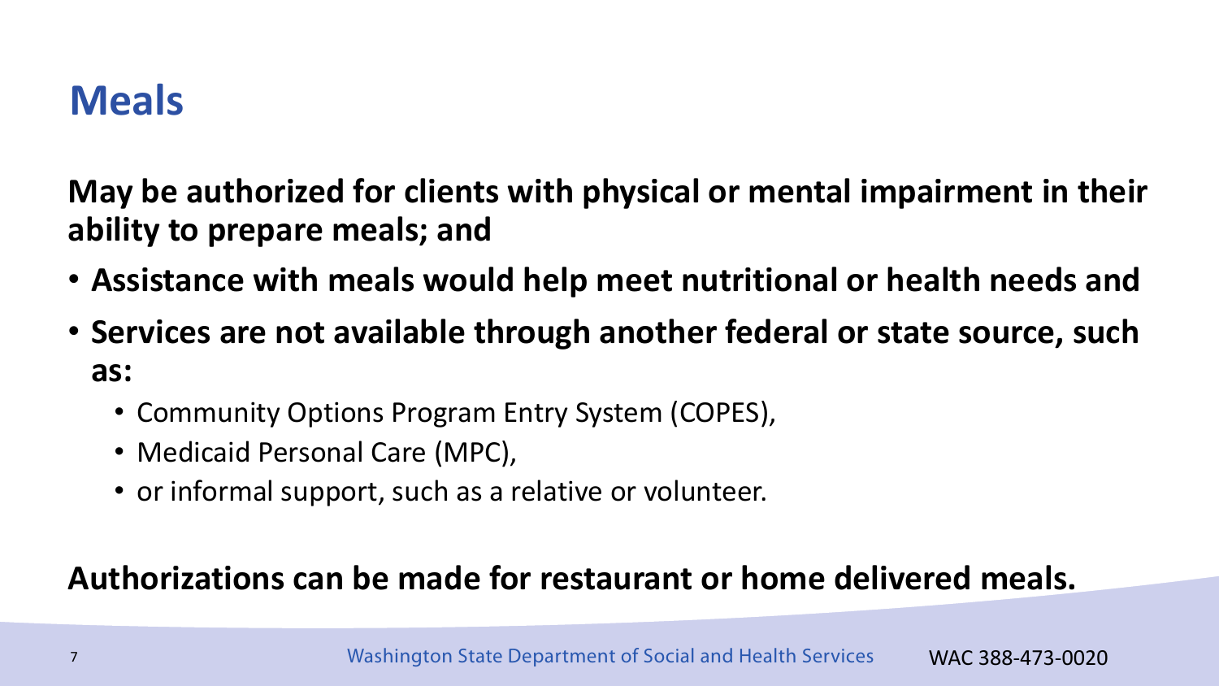# Meals

**May be authorized for clients with physical or mental impairment in their ability to prepare meals; and**

- **Assistance with meals would help meet nutritional or health needs and**
- **Services are not available through another federal or state source, such as:**
  - Community Options Program Entry System (COPES),
  - Medicaid Personal Care (MPC),
  - or informal support, such as a relative or volunteer.

**Authorizations can be made for restaurant or home delivered meals.**

WAC 388-473-0020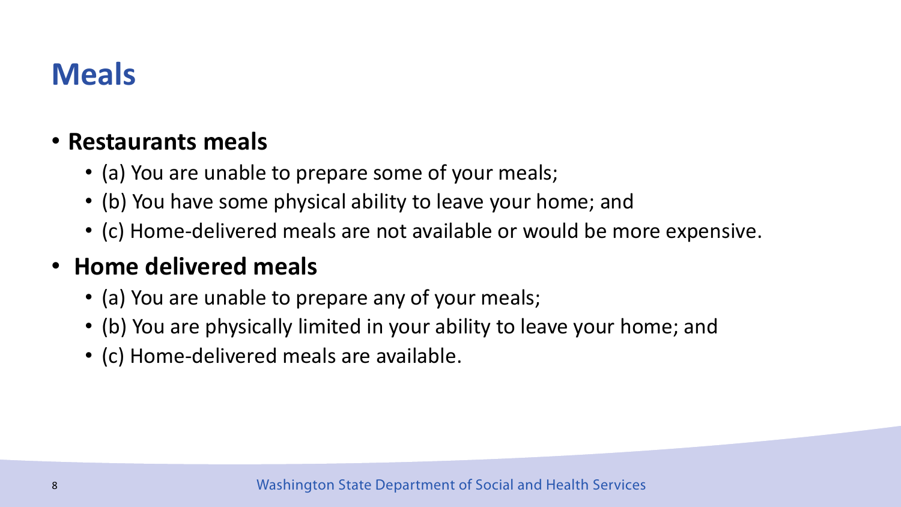# Meals

- **Restaurants meals**
  - (a) You are unable to prepare some of your meals;
  - (b) You have some physical ability to leave your home; and
  - (c) Home-delivered meals are not available or would be more expensive.
- **Home delivered meals**
  - (a) You are unable to prepare any of your meals;
  - (b) You are physically limited in your ability to leave your home; and
  - (c) Home-delivered meals are available.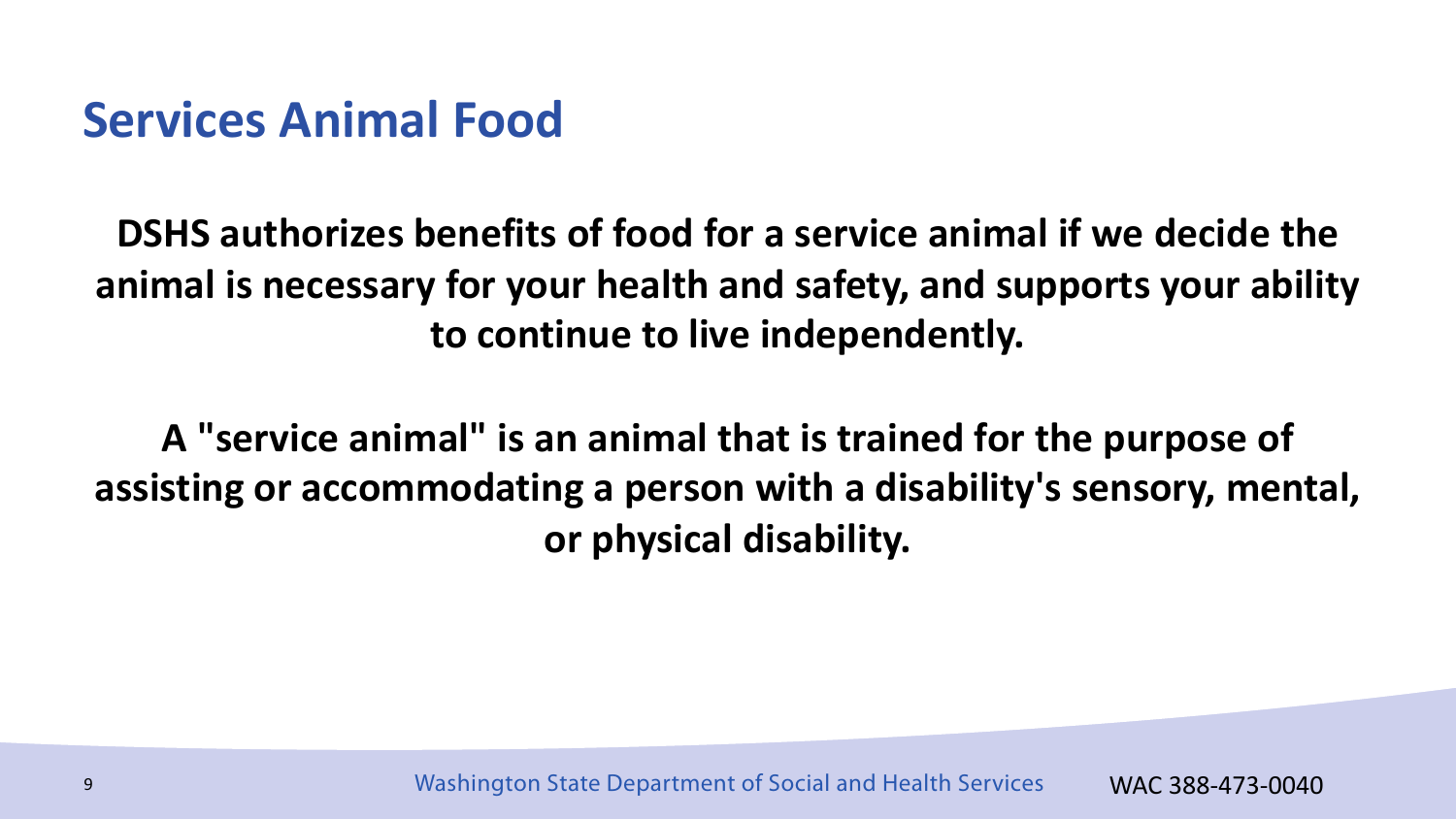# Services Animal Food

**DSHS authorizes benefits of food for a service animal if we decide the animal is necessary for your health and safety, and supports your ability to continue to live independently.**

**A "service animal" is an animal that is trained for the purpose of assisting or accommodating a person with a disability's sensory, mental, or physical disability.**

WAC 388-473-0040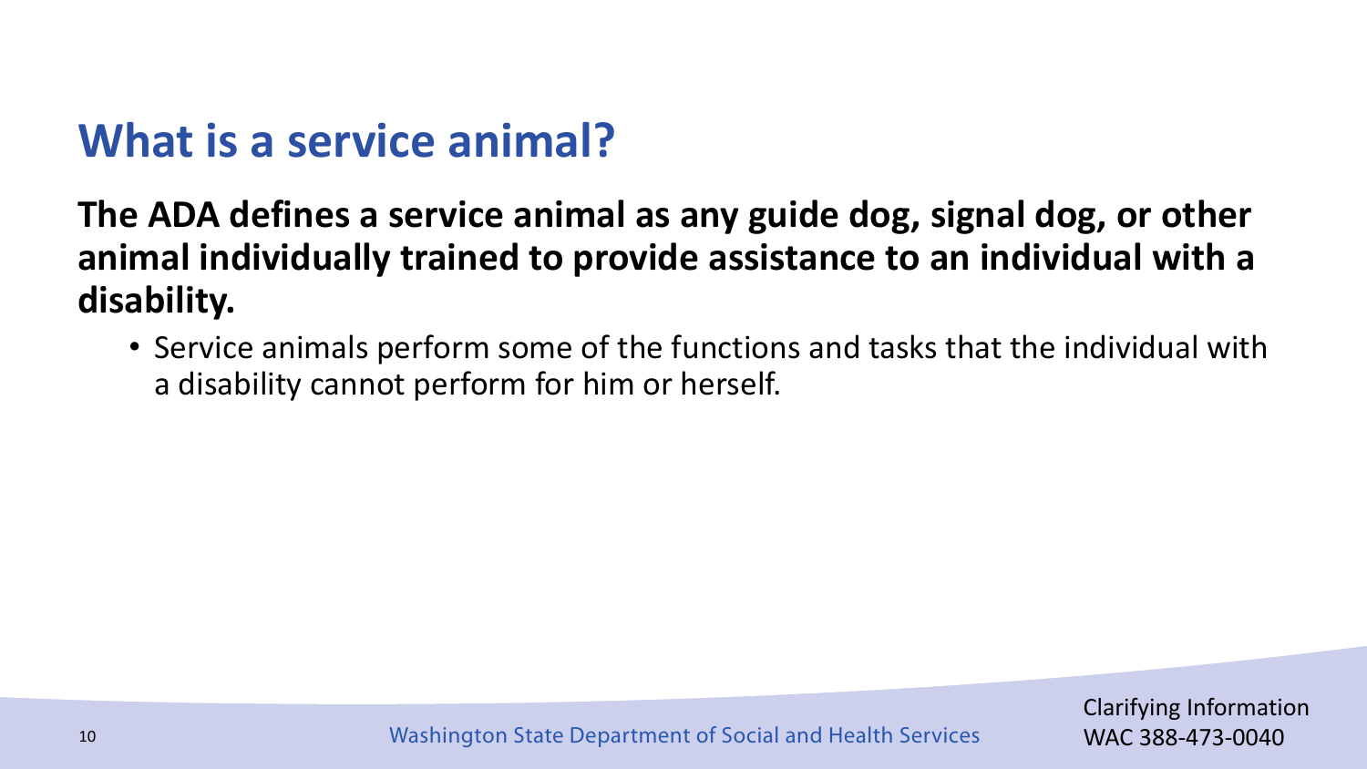# What is a service animal?

**The ADA defines a service animal as any guide dog, signal dog, or other animal individually trained to provide assistance to an individual with a disability.**

- Service animals perform some of the functions and tasks that the individual with a disability cannot perform for him or herself.

Clarifying Information
WAC 388-473-0040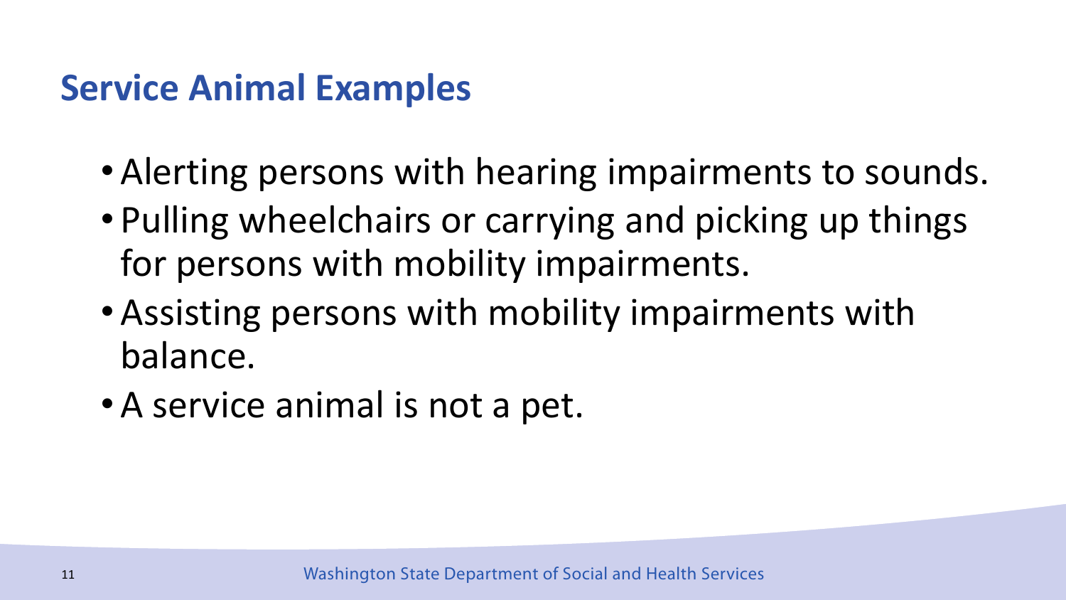## Service Animal Examples

- Alerting persons with hearing impairments to sounds.
- Pulling wheelchairs or carrying and picking up things for persons with mobility impairments.
- Assisting persons with mobility impairments with balance.
- A service animal is not a pet.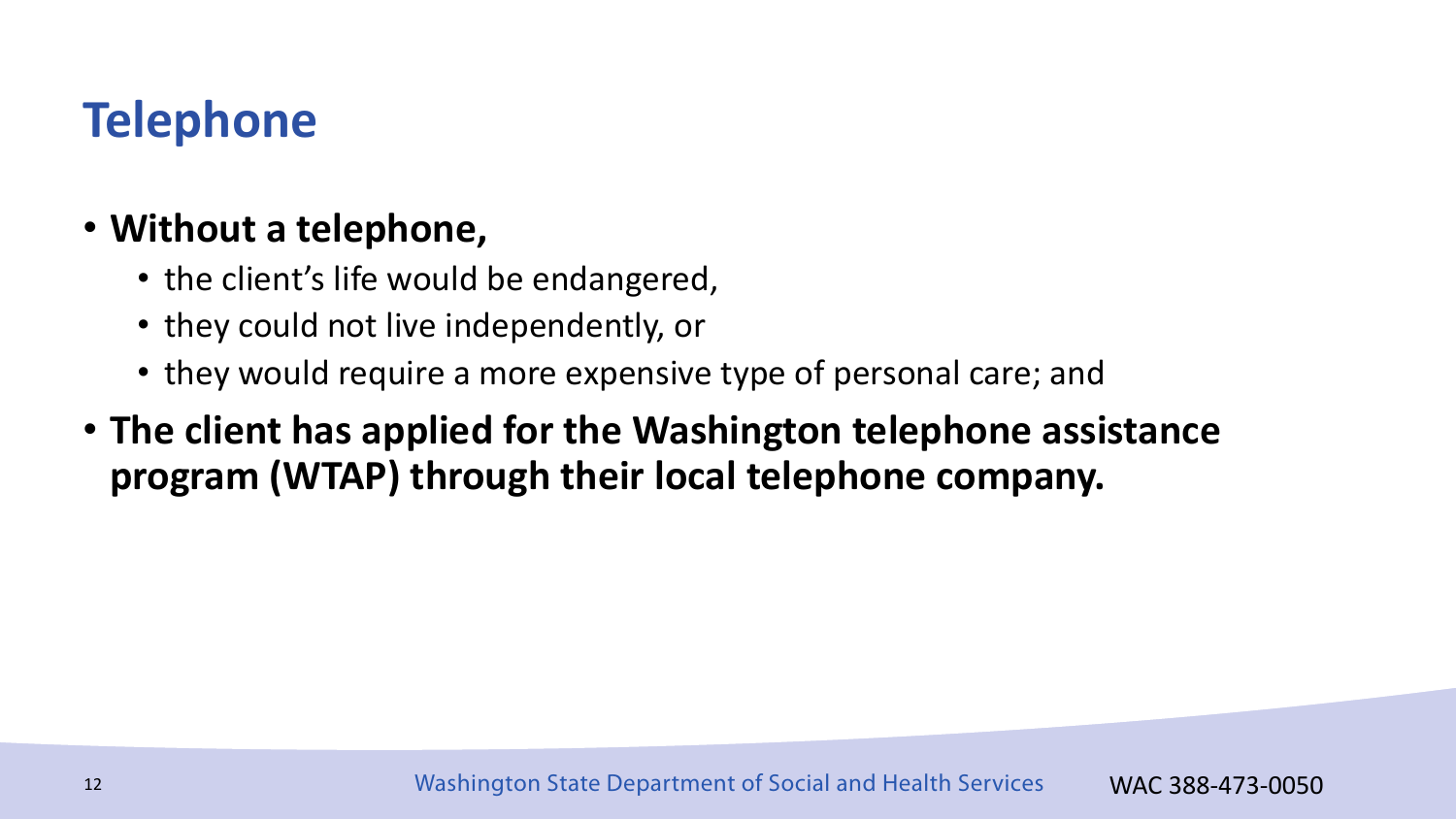# Telephone

- **Without a telephone,**
  - the client's life would be endangered,
  - they could not live independently, or
  - they would require a more expensive type of personal care; and
- **The client has applied for the Washington telephone assistance program (WTAP) through their local telephone company.**

WAC 388-473-0050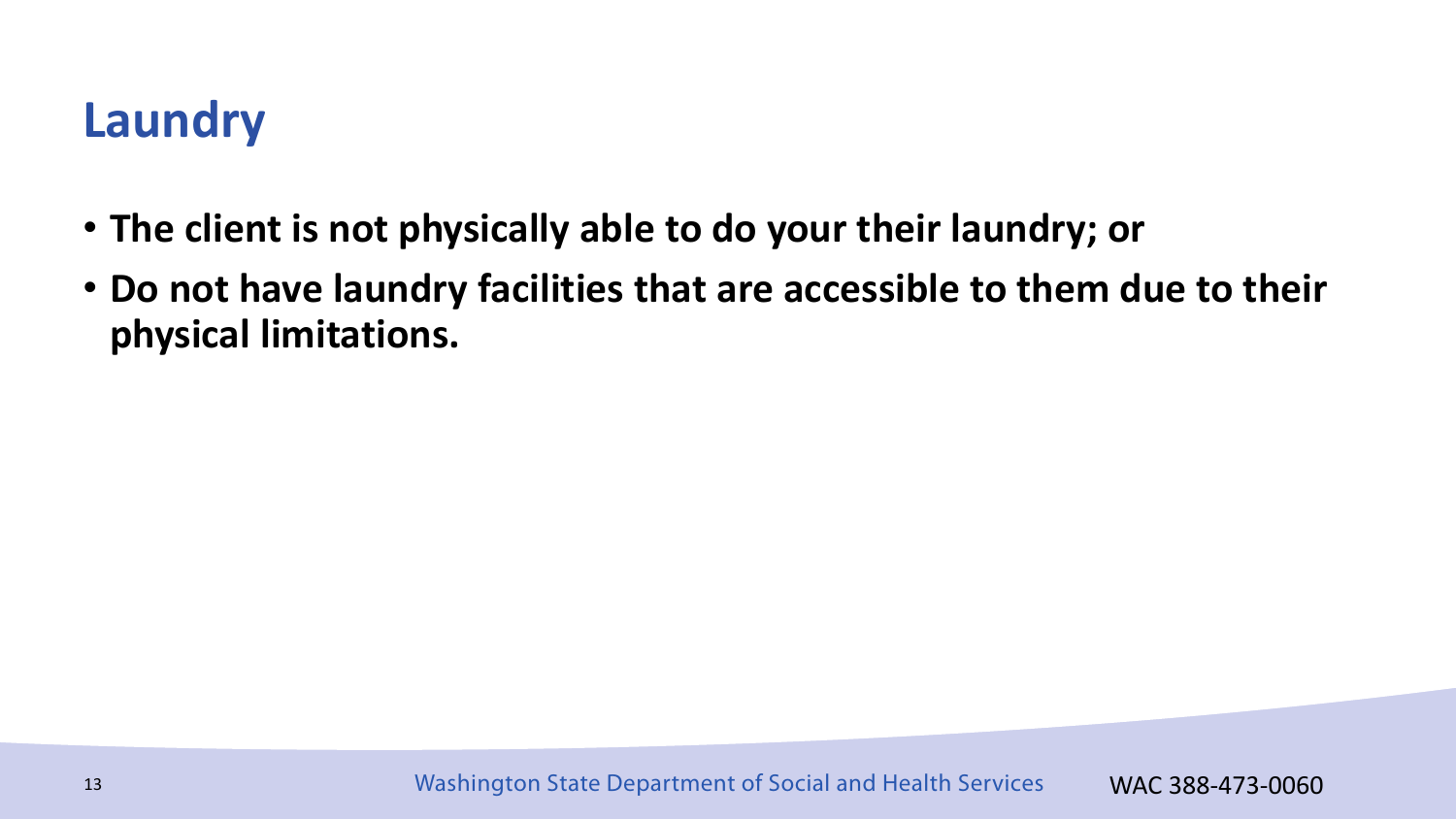# Laundry

- **The client is not physically able to do your their laundry; or**
- **Do not have laundry facilities that are accessible to them due to their physical limitations.**

WAC 388-473-0060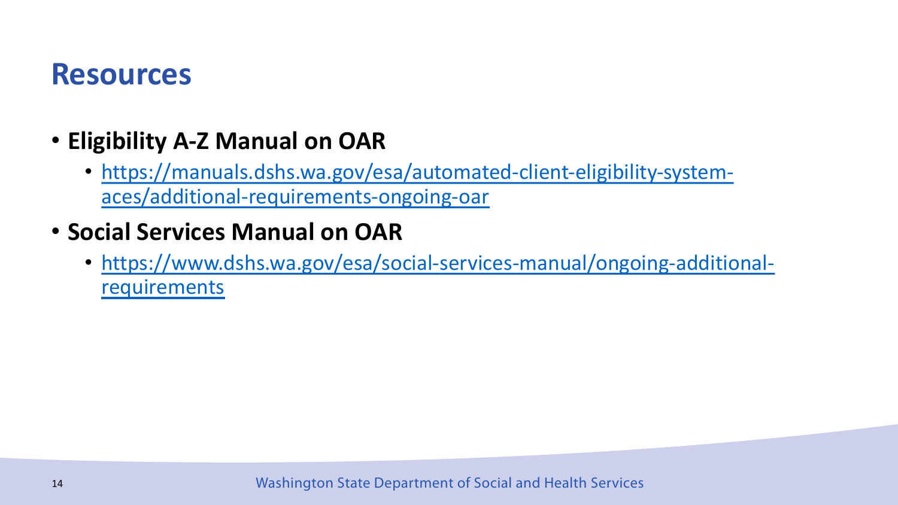# Resources

- **Eligibility A-Z Manual on OAR**
  - https://manuals.dshs.wa.gov/esa/automated-client-eligibility-system-aces/additional-requirements-ongoing-oar
- **Social Services Manual on OAR**
  - https://www.dshs.wa.gov/esa/social-services-manual/ongoing-additional-requirements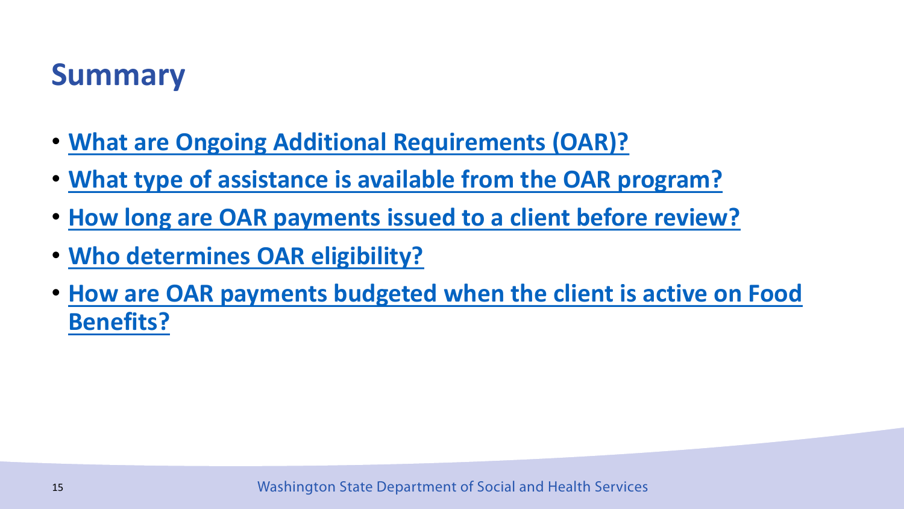# Summary

- **What are Ongoing Additional Requirements (OAR)?**
- **What type of assistance is available from the OAR program?**
- **How long are OAR payments issued to a client before review?**
- **Who determines OAR eligibility?**
- **How are OAR payments budgeted when the client is active on Food Benefits?**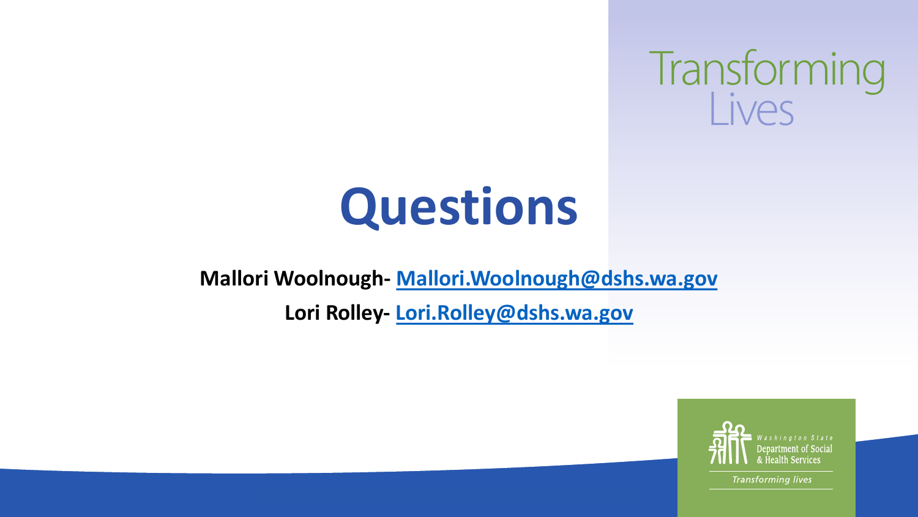Transforming Lives

# Questions

**Mallori Woolnough- [Mallori.Woolnough@dshs.wa.gov](mailto:Mallori.Woolnough@dshs.wa.gov)**

**Lori Rolley- [Lori.Rolley@dshs.wa.gov](mailto:Lori.Rolley@dshs.wa.gov)**

Washington State Department of Social & Health Services

*Transforming lives*